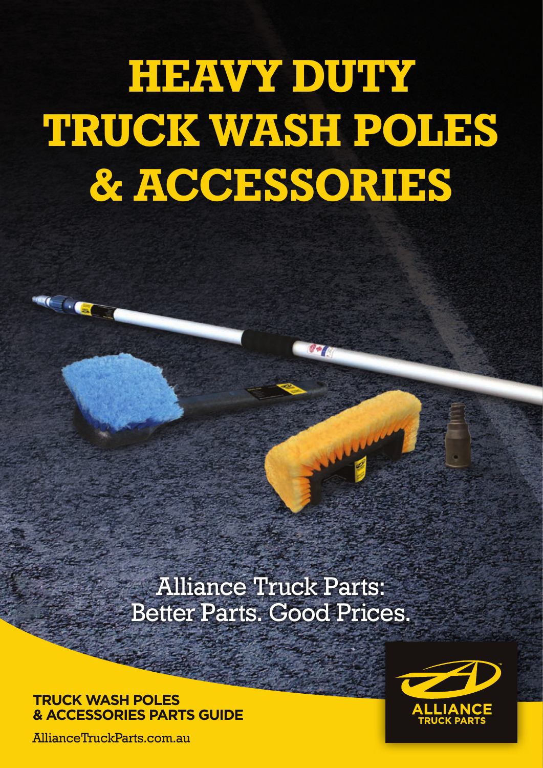# HEAVY DUTY TRUCK WASH POLES & ACCESSORIES

Alliance Truck Parts:
Better Parts. Good Prices.

**TRUCK WASH POLES & ACCESSORIES PARTS GUIDE**

AllianceTruckParts.com.au

ALLIANCE TRUCK PARTS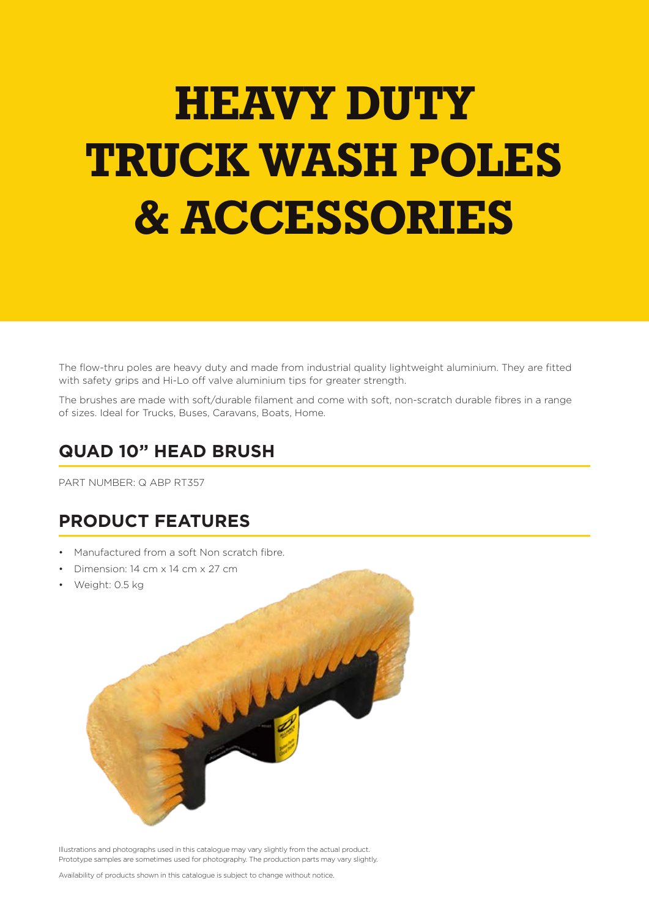# HEAVY DUTY TRUCK WASH POLES & ACCESSORIES

The flow-thru poles are heavy duty and made from industrial quality lightweight aluminium. They are fitted with safety grips and Hi-Lo off valve aluminium tips for greater strength.

The brushes are made with soft/durable filament and come with soft, non-scratch durable fibres in a range of sizes. Ideal for Trucks, Buses, Caravans, Boats, Home.

## QUAD 10" HEAD BRUSH

PART NUMBER: Q ABP RT357

## PRODUCT FEATURES

- Manufactured from a soft Non scratch fibre.
- Dimension: 14 cm x 14 cm x 27 cm
- Weight: 0.5 kg

Illustrations and photographs used in this catalogue may vary slightly from the actual product. Prototype samples are sometimes used for photography. The production parts may vary slightly.

Availability of products shown in this catalogue is subject to change without notice.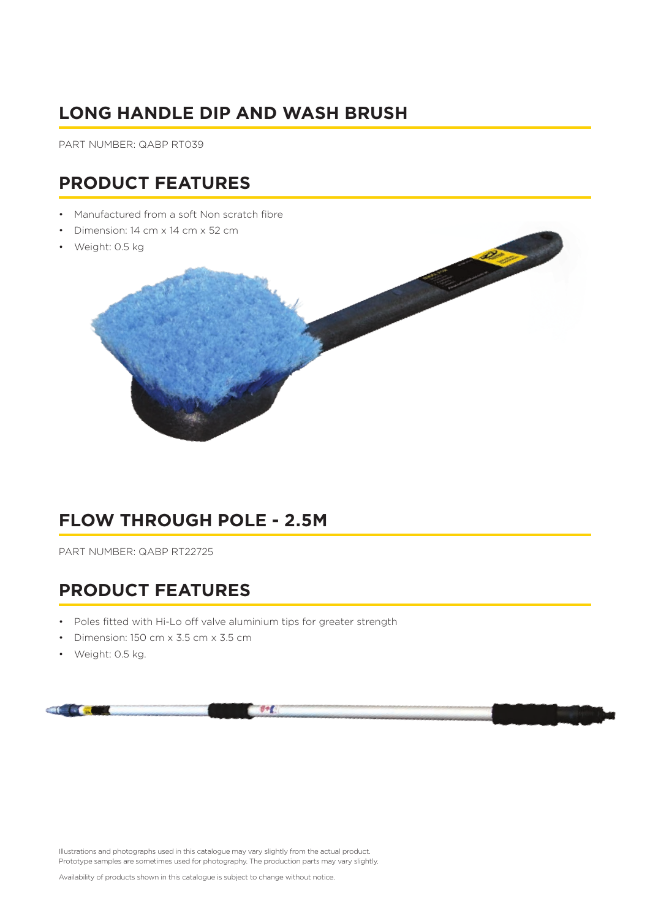## LONG HANDLE DIP AND WASH BRUSH

PART NUMBER: QABP RT039

## PRODUCT FEATURES

- Manufactured from a soft Non scratch fibre
- Dimension: 14 cm x 14 cm x 52 cm
- Weight: 0.5 kg

## FLOW THROUGH POLE - 2.5M

PART NUMBER: QABP RT22725

## PRODUCT FEATURES

- Poles fitted with Hi-Lo off valve aluminium tips for greater strength
- Dimension: 150 cm x 3.5 cm x 3.5 cm
- Weight: 0.5 kg.

Illustrations and photographs used in this catalogue may vary slightly from the actual product.
Prototype samples are sometimes used for photography. The production parts may vary slightly.

Availability of products shown in this catalogue is subject to change without notice.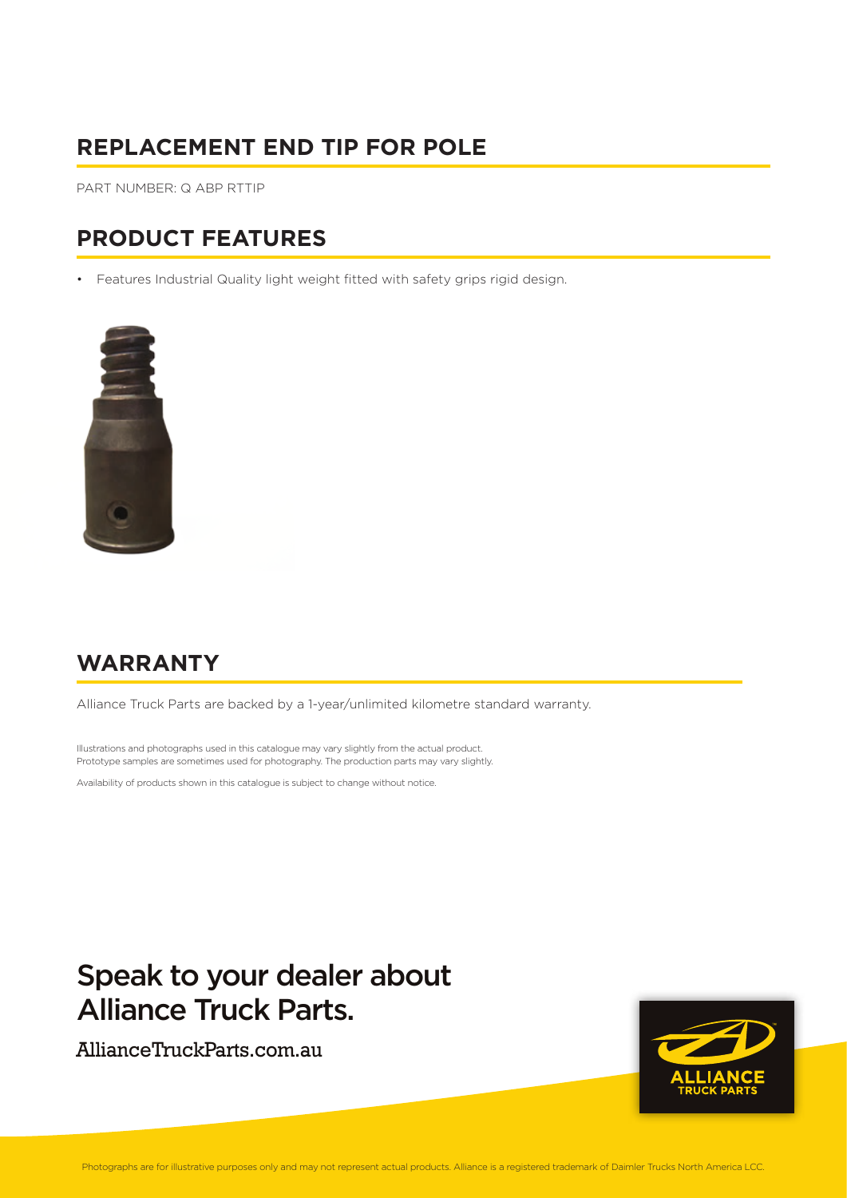## REPLACEMENT END TIP FOR POLE

PART NUMBER: Q ABP RTTIP

## PRODUCT FEATURES

- Features Industrial Quality light weight fitted with safety grips rigid design.

## WARRANTY

Alliance Truck Parts are backed by a 1-year/unlimited kilometre standard warranty.

Illustrations and photographs used in this catalogue may vary slightly from the actual product.
Prototype samples are sometimes used for photography. The production parts may vary slightly.

Availability of products shown in this catalogue is subject to change without notice.

# Speak to your dealer about Alliance Truck Parts.

AllianceTruckParts.com.au

ALLIANCE TRUCK PARTS

Photographs are for illustrative purposes only and may not represent actual products. Alliance is a registered trademark of Daimler Trucks North America LCC.